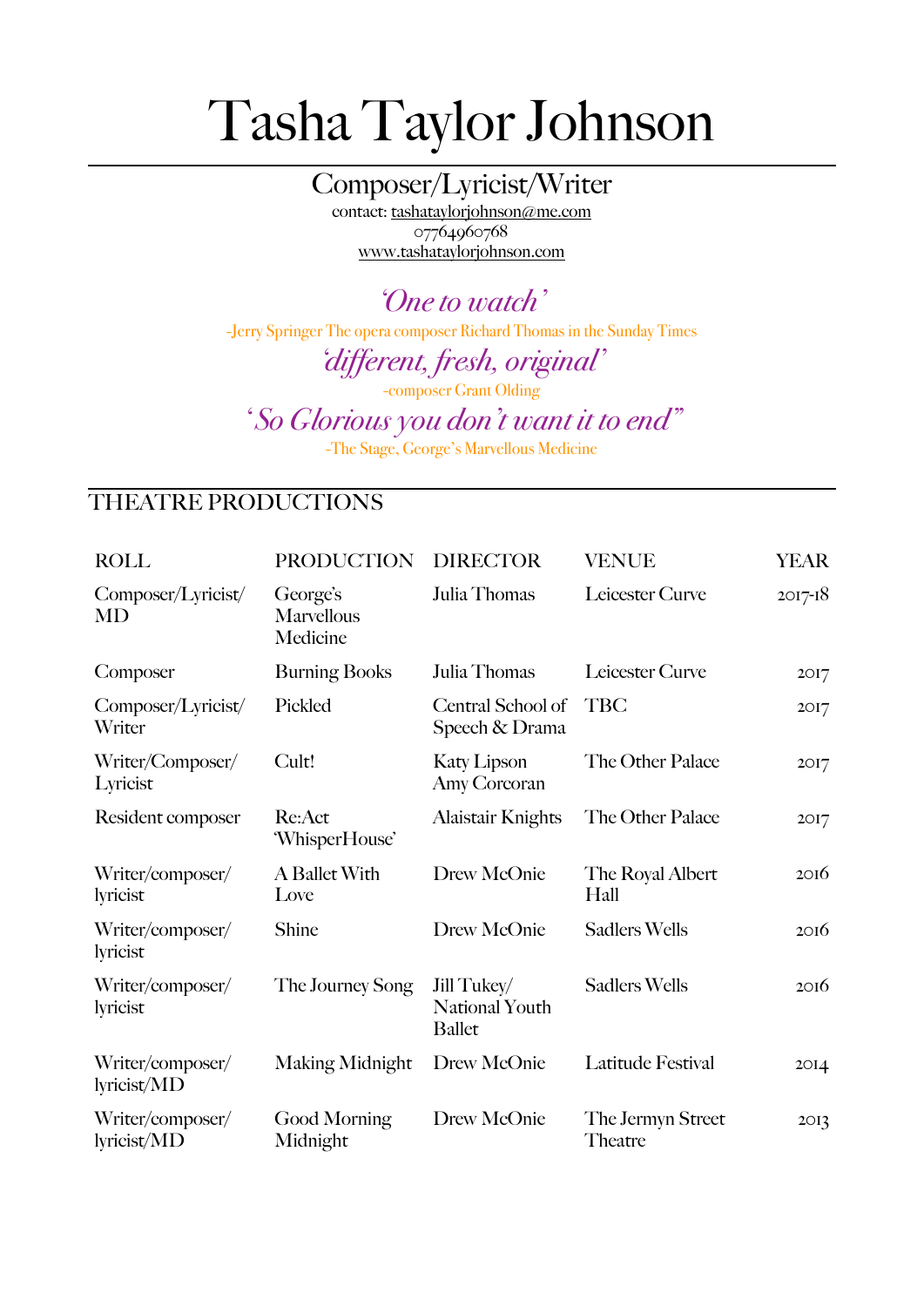# Tasha Taylor Johnson

## Composer/Lyricist/Writer

contact: tashataylorjohnson@me.com
07764960768
www.tashataylorjohnson.com

*'One to watch'*
-Jerry Springer The opera composer Richard Thomas in the Sunday Times

*'different, fresh, original'*
-composer Grant Olding

*'So Glorious you don't want it to end"*
-The Stage, George's Marvellous Medicine

## THEATRE PRODUCTIONS

| ROLL | PRODUCTION | DIRECTOR | VENUE | YEAR |
|---|---|---|---|---|
| Composer/Lyricist/ MD | George's Marvellous Medicine | Julia Thomas | Leicester Curve | 2017-18 |
| Composer | Burning Books | Julia Thomas | Leicester Curve | 2017 |
| Composer/Lyricist/ Writer | Pickled | Central School of Speech & Drama | TBC | 2017 |
| Writer/Composer/ Lyricist | Cult! | Katy Lipson Amy Corcoran | The Other Palace | 2017 |
| Resident composer | Re:Act 'WhisperHouse' | Alaistair Knights | The Other Palace | 2017 |
| Writer/composer/ lyricist | A Ballet With Love | Drew McOnie | The Royal Albert Hall | 2016 |
| Writer/composer/ lyricist | Shine | Drew McOnie | Sadlers Wells | 2016 |
| Writer/composer/ lyricist | The Journey Song | Jill Tukey/ National Youth Ballet | Sadlers Wells | 2016 |
| Writer/composer/ lyricist/MD | Making Midnight | Drew McOnie | Latitude Festival | 2014 |
| Writer/composer/ lyricist/MD | Good Morning Midnight | Drew McOnie | The Jermyn Street Theatre | 2013 |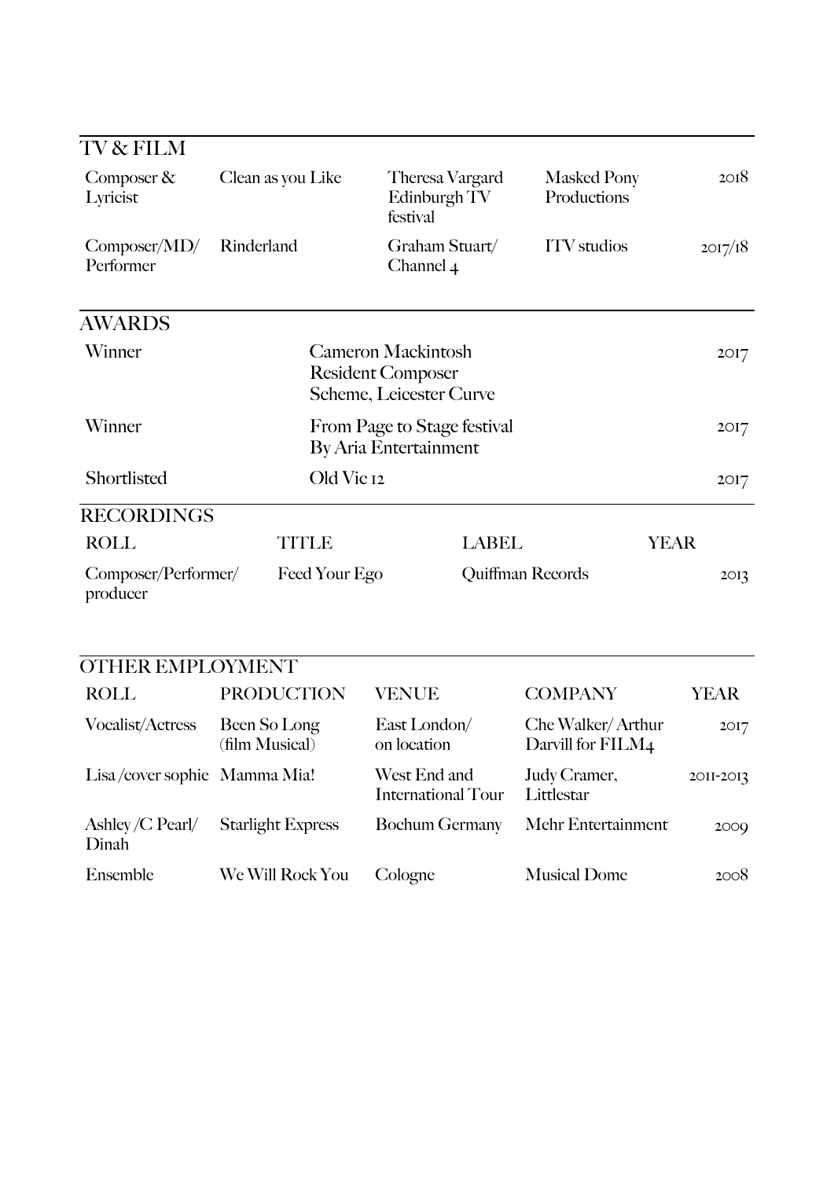## TV & FILM

| | | | | |
|---|---|---|---|---|
| Composer & Lyricist | Clean as you Like | Theresa Vargard Edinburgh TV festival | Masked Pony Productions | 2018 |
| Composer/MD/ Performer | Rinderland | Graham Stuart/ Channel 4 | ITV studios | 2017/18 |

## AWARDS

| | | |
|---|---|---|
| Winner | Cameron Mackintosh Resident Composer Scheme, Leicester Curve | 2017 |
| Winner | From Page to Stage festival By Aria Entertainment | 2017 |
| Shortlisted | Old Vic 12 | 2017 |

## RECORDINGS

| ROLL | TITLE | LABEL | YEAR |
|---|---|---|---|
| Composer/Performer/ producer | Feed Your Ego | Quiffman Records | 2013 |

## OTHER EMPLOYMENT

| ROLL | PRODUCTION | VENUE | COMPANY | YEAR |
|---|---|---|---|---|
| Vocalist/Actress | Been So Long (film Musical) | East London/ on location | Che Walker/ Arthur Darvill for FILM4 | 2017 |
| Lisa /cover sophie | Mamma Mia! | West End and International Tour | Judy Cramer, Littlestar | 2011-2013 |
| Ashley /C Pearl/ Dinah | Starlight Express | Bochum Germany | Mehr Entertainment | 2009 |
| Ensemble | We Will Rock You | Cologne | Musical Dome | 2008 |